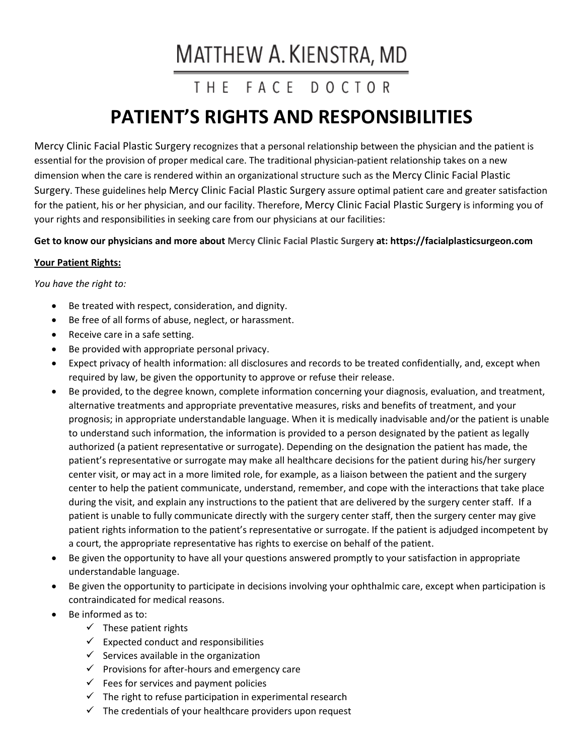# MATTHEW A. KIENSTRA, MD

THE FACE DOCTOR

# PATIENT'S RIGHTS AND RESPONSIBILITIES

Mercy Clinic Facial Plastic Surgery recognizes that a personal relationship between the physician and the patient is essential for the provision of proper medical care. The traditional physician-patient relationship takes on a new dimension when the care is rendered within an organizational structure such as the Mercy Clinic Facial Plastic Surgery. These guidelines help Mercy Clinic Facial Plastic Surgery assure optimal patient care and greater satisfaction for the patient, his or her physician, and our facility. Therefore, Mercy Clinic Facial Plastic Surgery is informing you of your rights and responsibilities in seeking care from our physicians at our facilities:

**Get to know our physicians and more about Mercy Clinic Facial Plastic Surgery at: https://facialplasticsurgeon.com**

**Your Patient Rights:**

*You have the right to:*

- Be treated with respect, consideration, and dignity.
- Be free of all forms of abuse, neglect, or harassment.
- Receive care in a safe setting.
- Be provided with appropriate personal privacy.
- Expect privacy of health information: all disclosures and records to be treated confidentially, and, except when required by law, be given the opportunity to approve or refuse their release.
- Be provided, to the degree known, complete information concerning your diagnosis, evaluation, and treatment, alternative treatments and appropriate preventative measures, risks and benefits of treatment, and your prognosis; in appropriate understandable language. When it is medically inadvisable and/or the patient is unable to understand such information, the information is provided to a person designated by the patient as legally authorized (a patient representative or surrogate). Depending on the designation the patient has made, the patient's representative or surrogate may make all healthcare decisions for the patient during his/her surgery center visit, or may act in a more limited role, for example, as a liaison between the patient and the surgery center to help the patient communicate, understand, remember, and cope with the interactions that take place during the visit, and explain any instructions to the patient that are delivered by the surgery center staff. If a patient is unable to fully communicate directly with the surgery center staff, then the surgery center may give patient rights information to the patient's representative or surrogate. If the patient is adjudged incompetent by a court, the appropriate representative has rights to exercise on behalf of the patient.
- Be given the opportunity to have all your questions answered promptly to your satisfaction in appropriate understandable language.
- Be given the opportunity to participate in decisions involving your ophthalmic care, except when participation is contraindicated for medical reasons.
- Be informed as to:
  - ✓ These patient rights
  - ✓ Expected conduct and responsibilities
  - ✓ Services available in the organization
  - ✓ Provisions for after-hours and emergency care
  - ✓ Fees for services and payment policies
  - ✓ The right to refuse participation in experimental research
  - ✓ The credentials of your healthcare providers upon request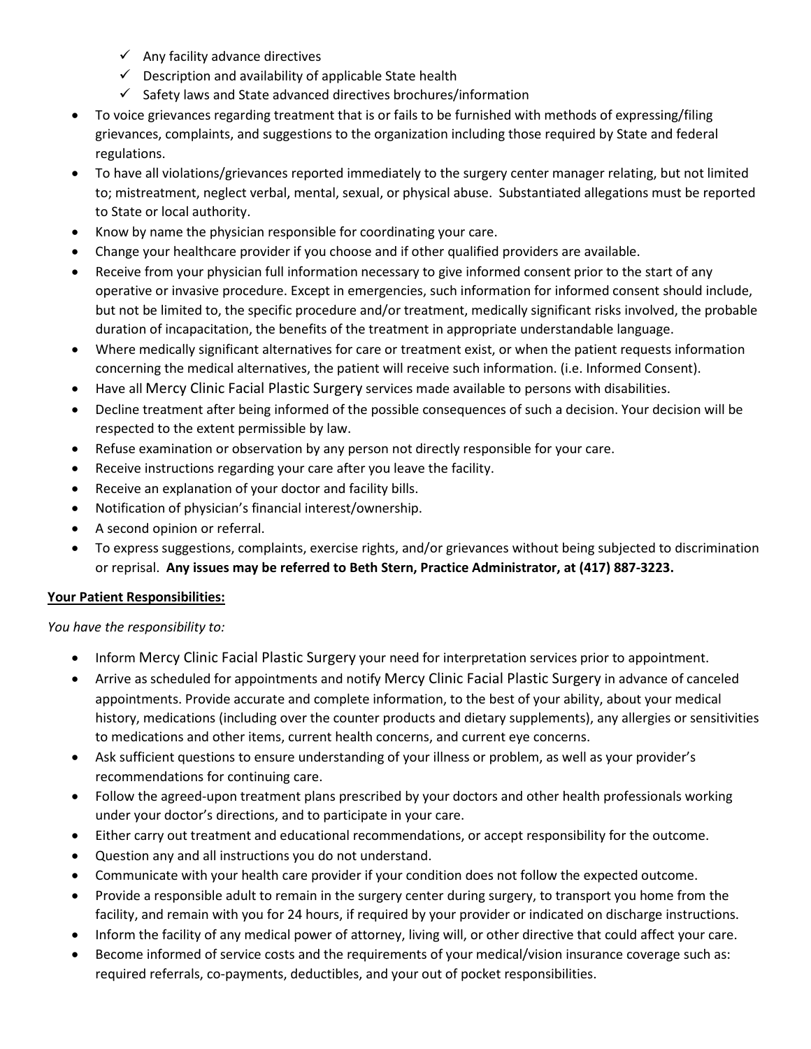- ✓ Any facility advance directives
  - ✓ Description and availability of applicable State health
  - ✓ Safety laws and State advanced directives brochures/information
- To voice grievances regarding treatment that is or fails to be furnished with methods of expressing/filing grievances, complaints, and suggestions to the organization including those required by State and federal regulations.
- To have all violations/grievances reported immediately to the surgery center manager relating, but not limited to; mistreatment, neglect verbal, mental, sexual, or physical abuse. Substantiated allegations must be reported to State or local authority.
- Know by name the physician responsible for coordinating your care.
- Change your healthcare provider if you choose and if other qualified providers are available.
- Receive from your physician full information necessary to give informed consent prior to the start of any operative or invasive procedure. Except in emergencies, such information for informed consent should include, but not be limited to, the specific procedure and/or treatment, medically significant risks involved, the probable duration of incapacitation, the benefits of the treatment in appropriate understandable language.
- Where medically significant alternatives for care or treatment exist, or when the patient requests information concerning the medical alternatives, the patient will receive such information. (i.e. Informed Consent).
- Have all Mercy Clinic Facial Plastic Surgery services made available to persons with disabilities.
- Decline treatment after being informed of the possible consequences of such a decision. Your decision will be respected to the extent permissible by law.
- Refuse examination or observation by any person not directly responsible for your care.
- Receive instructions regarding your care after you leave the facility.
- Receive an explanation of your doctor and facility bills.
- Notification of physician's financial interest/ownership.
- A second opinion or referral.
- To express suggestions, complaints, exercise rights, and/or grievances without being subjected to discrimination or reprisal. **Any issues may be referred to Beth Stern, Practice Administrator, at (417) 887-3223.**

**Your Patient Responsibilities:**

*You have the responsibility to:*

- Inform Mercy Clinic Facial Plastic Surgery your need for interpretation services prior to appointment.
- Arrive as scheduled for appointments and notify Mercy Clinic Facial Plastic Surgery in advance of canceled appointments. Provide accurate and complete information, to the best of your ability, about your medical history, medications (including over the counter products and dietary supplements), any allergies or sensitivities to medications and other items, current health concerns, and current eye concerns.
- Ask sufficient questions to ensure understanding of your illness or problem, as well as your provider's recommendations for continuing care.
- Follow the agreed-upon treatment plans prescribed by your doctors and other health professionals working under your doctor's directions, and to participate in your care.
- Either carry out treatment and educational recommendations, or accept responsibility for the outcome.
- Question any and all instructions you do not understand.
- Communicate with your health care provider if your condition does not follow the expected outcome.
- Provide a responsible adult to remain in the surgery center during surgery, to transport you home from the facility, and remain with you for 24 hours, if required by your provider or indicated on discharge instructions.
- Inform the facility of any medical power of attorney, living will, or other directive that could affect your care.
- Become informed of service costs and the requirements of your medical/vision insurance coverage such as: required referrals, co-payments, deductibles, and your out of pocket responsibilities.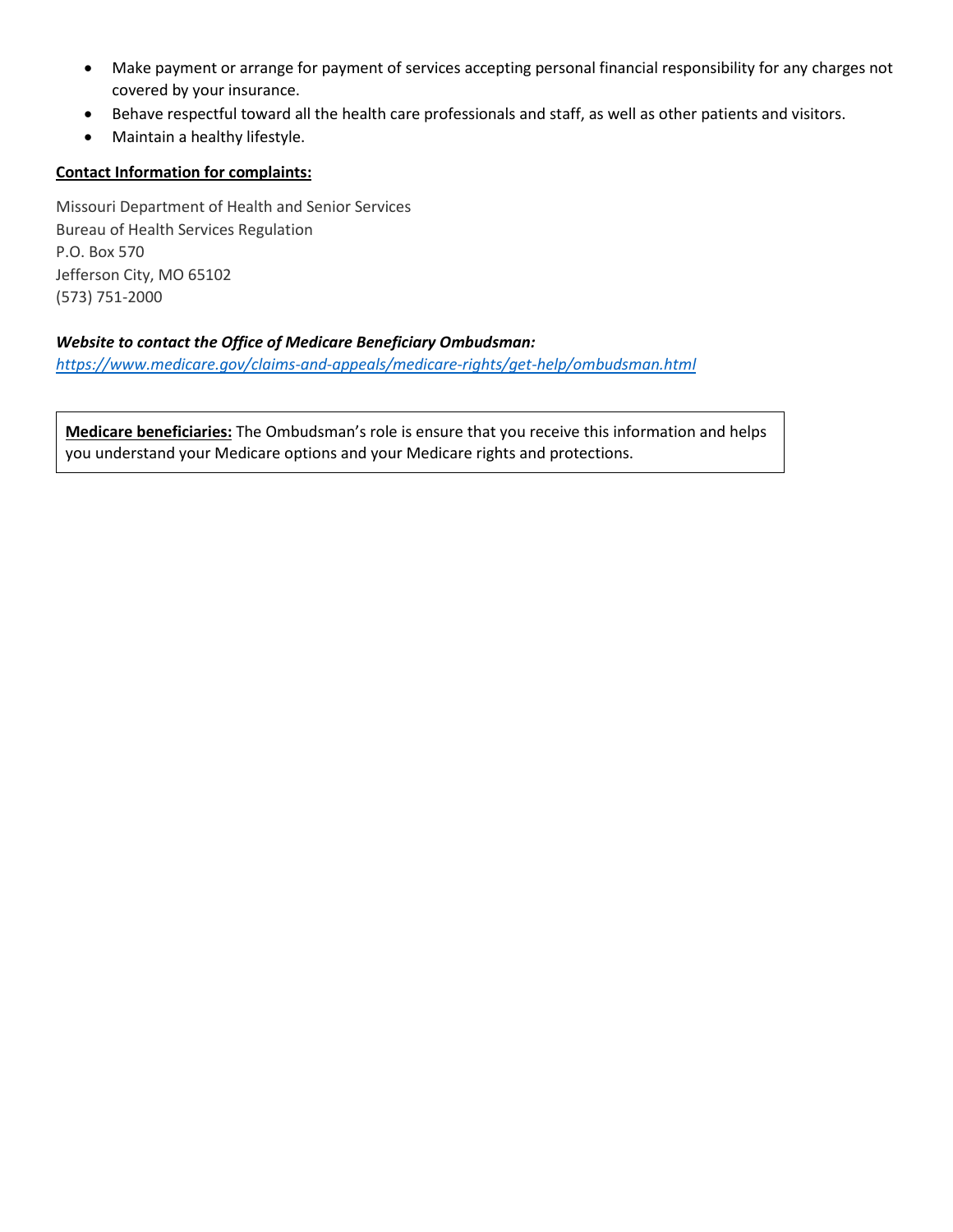- Make payment or arrange for payment of services accepting personal financial responsibility for any charges not covered by your insurance.
- Behave respectful toward all the health care professionals and staff, as well as other patients and visitors.
- Maintain a healthy lifestyle.

**Contact Information for complaints:**

Missouri Department of Health and Senior Services
Bureau of Health Services Regulation
P.O. Box 570
Jefferson City, MO 65102
(573) 751-2000

***Website to contact the Office of Medicare Beneficiary Ombudsman:***
*https://www.medicare.gov/claims-and-appeals/medicare-rights/get-help/ombudsman.html*

**Medicare beneficiaries:** The Ombudsman's role is ensure that you receive this information and helps you understand your Medicare options and your Medicare rights and protections.